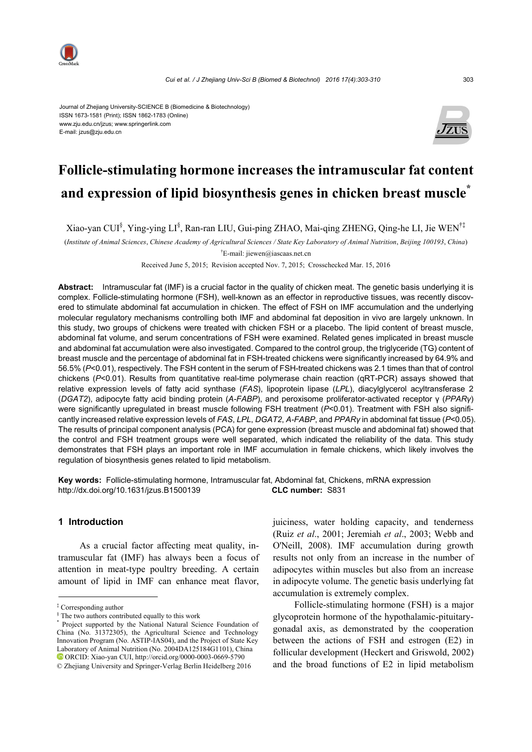Journal of Zhejiang University-SCIENCE B (Biomedicine & Biotechnology)
ISSN 1673-1581 (Print); ISSN 1862-1783 (Online)
www.zju.edu.cn/jzus; www.springerlink.com
E-mail: jzus@zju.edu.cn

# Follicle-stimulating hormone increases the intramuscular fat content and expression of lipid biosynthesis genes in chicken breast muscle*

Xiao-yan CUI§, Ying-ying LI§, Ran-ran LIU, Gui-ping ZHAO, Mai-qing ZHENG, Qing-he LI, Jie WEN†‡

(*Institute of Animal Sciences*, *Chinese Academy of Agricultural Sciences / State Key Laboratory of Animal Nutrition*, *Beijing 100193*, *China*)

†E-mail: jiewen@iascaas.net.cn

Received June 5, 2015; Revision accepted Nov. 7, 2015; Crosschecked Mar. 15, 2016

**Abstract:** Intramuscular fat (IMF) is a crucial factor in the quality of chicken meat. The genetic basis underlying it is complex. Follicle-stimulating hormone (FSH), well-known as an effector in reproductive tissues, was recently discovered to stimulate abdominal fat accumulation in chicken. The effect of FSH on IMF accumulation and the underlying molecular regulatory mechanisms controlling both IMF and abdominal fat deposition in vivo are largely unknown. In this study, two groups of chickens were treated with chicken FSH or a placebo. The lipid content of breast muscle, abdominal fat volume, and serum concentrations of FSH were examined. Related genes implicated in breast muscle and abdominal fat accumulation were also investigated. Compared to the control group, the triglyceride (TG) content of breast muscle and the percentage of abdominal fat in FSH-treated chickens were significantly increased by 64.9% and 56.5% ($P<0.01$), respectively. The FSH content in the serum of FSH-treated chickens was 2.1 times than that of control chickens ($P<0.01$). Results from quantitative real-time polymerase chain reaction (qRT-PCR) assays showed that relative expression levels of fatty acid synthase (*FAS*), lipoprotein lipase (*LPL*), diacylglycerol acyltransferase 2 (*DGAT2*), adipocyte fatty acid binding protein (*A-FABP*), and peroxisome proliferator-activated receptor γ (*PPARγ*) were significantly upregulated in breast muscle following FSH treatment ($P<0.01$). Treatment with FSH also significantly increased relative expression levels of *FAS*, *LPL*, *DGAT2*, *A-FABP*, and *PPARγ* in abdominal fat tissue ($P<0.05$). The results of principal component analysis (PCA) for gene expression (breast muscle and abdominal fat) showed that the control and FSH treatment groups were well separated, which indicated the reliability of the data. This study demonstrates that FSH plays an important role in IMF accumulation in female chickens, which likely involves the regulation of biosynthesis genes related to lipid metabolism.

**Key words:** Follicle-stimulating hormone, Intramuscular fat, Abdominal fat, Chickens, mRNA expression
http://dx.doi.org/10.1631/jzus.B1500139 **CLC number:** S831

## 1 Introduction

As a crucial factor affecting meat quality, intramuscular fat (IMF) has always been a focus of attention in meat-type poultry breeding. A certain amount of lipid in IMF can enhance meat flavor, juiciness, water holding capacity, and tenderness (Ruiz *et al*., 2001; Jeremiah *et al*., 2003; Webb and O'Neill, 2008). IMF accumulation during growth results not only from an increase in the number of adipocytes within muscles but also from an increase in adipocyte volume. The genetic basis underlying fat accumulation is extremely complex.

Follicle-stimulating hormone (FSH) is a major glycoprotein hormone of the hypothalamic-pituitary-gonadal axis, as demonstrated by the cooperation between the actions of FSH and estrogen (E2) in follicular development (Heckert and Griswold, 2002) and the broad functions of E2 in lipid metabolism

---

‡ Corresponding author

§ The two authors contributed equally to this work

\* Project supported by the National Natural Science Foundation of China (No. 31372305), the Agricultural Science and Technology Innovation Program (No. ASTIP-IAS04), and the Project of State Key Laboratory of Animal Nutrition (No. 2004DA125184G1101), China

ORCID: Xiao-yan CUI, http://orcid.org/0000-0003-0669-5790

© Zhejiang University and Springer-Verlag Berlin Heidelberg 2016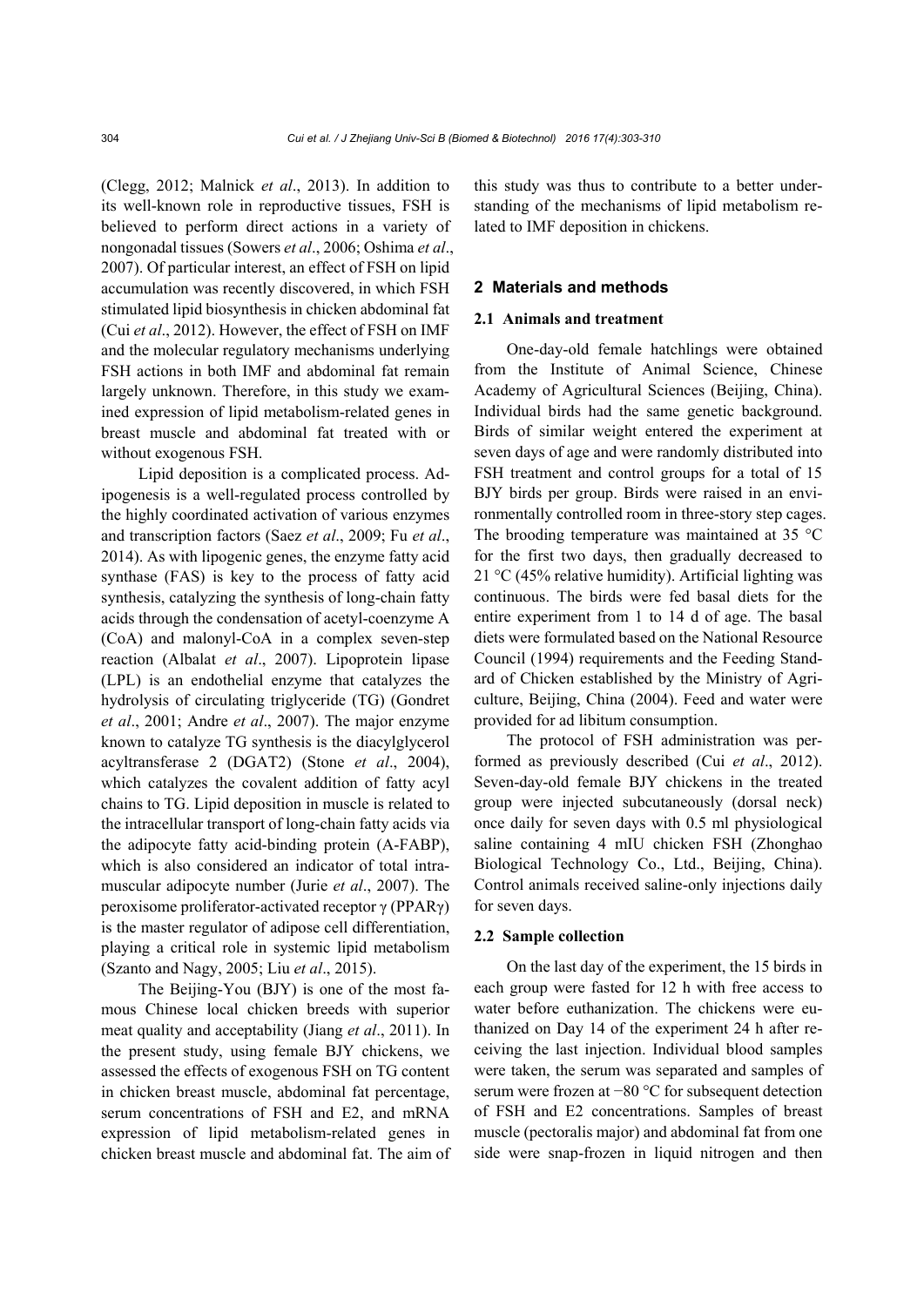(Clegg, 2012; Malnick *et al*., 2013). In addition to its well-known role in reproductive tissues, FSH is believed to perform direct actions in a variety of nongonadal tissues (Sowers *et al*., 2006; Oshima *et al*., 2007). Of particular interest, an effect of FSH on lipid accumulation was recently discovered, in which FSH stimulated lipid biosynthesis in chicken abdominal fat (Cui *et al*., 2012). However, the effect of FSH on IMF and the molecular regulatory mechanisms underlying FSH actions in both IMF and abdominal fat remain largely unknown. Therefore, in this study we examined expression of lipid metabolism-related genes in breast muscle and abdominal fat treated with or without exogenous FSH.

Lipid deposition is a complicated process. Adipogenesis is a well-regulated process controlled by the highly coordinated activation of various enzymes and transcription factors (Saez *et al*., 2009; Fu *et al*., 2014). As with lipogenic genes, the enzyme fatty acid synthase (FAS) is key to the process of fatty acid synthesis, catalyzing the synthesis of long-chain fatty acids through the condensation of acetyl-coenzyme A (CoA) and malonyl-CoA in a complex seven-step reaction (Albalat *et al*., 2007). Lipoprotein lipase (LPL) is an endothelial enzyme that catalyzes the hydrolysis of circulating triglyceride (TG) (Gondret *et al*., 2001; Andre *et al*., 2007). The major enzyme known to catalyze TG synthesis is the diacylglycerol acyltransferase 2 (DGAT2) (Stone *et al*., 2004), which catalyzes the covalent addition of fatty acyl chains to TG. Lipid deposition in muscle is related to the intracellular transport of long-chain fatty acids via the adipocyte fatty acid-binding protein (A-FABP), which is also considered an indicator of total intramuscular adipocyte number (Jurie *et al*., 2007). The peroxisome proliferator-activated receptor γ (PPARγ) is the master regulator of adipose cell differentiation, playing a critical role in systemic lipid metabolism (Szanto and Nagy, 2005; Liu *et al*., 2015).

The Beijing-You (BJY) is one of the most famous Chinese local chicken breeds with superior meat quality and acceptability (Jiang *et al*., 2011). In the present study, using female BJY chickens, we assessed the effects of exogenous FSH on TG content in chicken breast muscle, abdominal fat percentage, serum concentrations of FSH and E2, and mRNA expression of lipid metabolism-related genes in chicken breast muscle and abdominal fat. The aim of this study was thus to contribute to a better understanding of the mechanisms of lipid metabolism related to IMF deposition in chickens.

## 2 Materials and methods

### 2.1 Animals and treatment

One-day-old female hatchlings were obtained from the Institute of Animal Science, Chinese Academy of Agricultural Sciences (Beijing, China). Individual birds had the same genetic background. Birds of similar weight entered the experiment at seven days of age and were randomly distributed into FSH treatment and control groups for a total of 15 BJY birds per group. Birds were raised in an environmentally controlled room in three-story step cages. The brooding temperature was maintained at 35 °C for the first two days, then gradually decreased to 21 °C (45% relative humidity). Artificial lighting was continuous. The birds were fed basal diets for the entire experiment from 1 to 14 d of age. The basal diets were formulated based on the National Resource Council (1994) requirements and the Feeding Standard of Chicken established by the Ministry of Agriculture, Beijing, China (2004). Feed and water were provided for ad libitum consumption.

The protocol of FSH administration was performed as previously described (Cui *et al*., 2012). Seven-day-old female BJY chickens in the treated group were injected subcutaneously (dorsal neck) once daily for seven days with 0.5 ml physiological saline containing 4 mIU chicken FSH (Zhonghao Biological Technology Co., Ltd., Beijing, China). Control animals received saline-only injections daily for seven days.

### 2.2 Sample collection

On the last day of the experiment, the 15 birds in each group were fasted for 12 h with free access to water before euthanization. The chickens were euthanized on Day 14 of the experiment 24 h after receiving the last injection. Individual blood samples were taken, the serum was separated and samples of serum were frozen at −80 °C for subsequent detection of FSH and E2 concentrations. Samples of breast muscle (pectoralis major) and abdominal fat from one side were snap-frozen in liquid nitrogen and then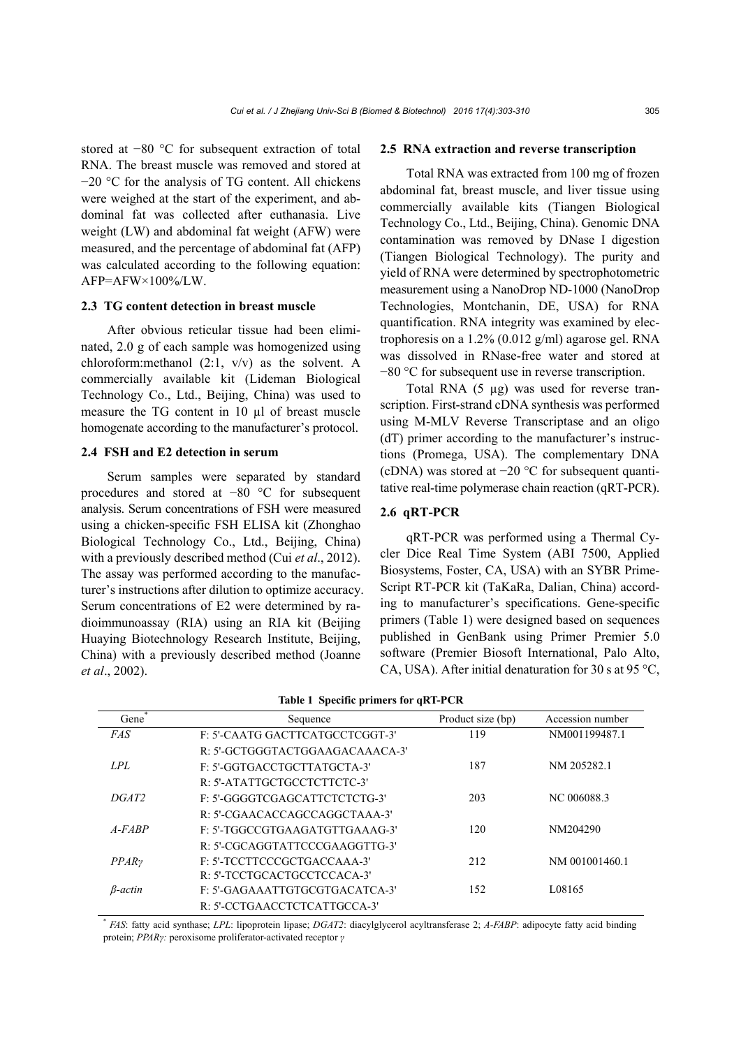stored at −80 °C for subsequent extraction of total RNA. The breast muscle was removed and stored at −20 °C for the analysis of TG content. All chickens were weighed at the start of the experiment, and abdominal fat was collected after euthanasia. Live weight (LW) and abdominal fat weight (AFW) were measured, and the percentage of abdominal fat (AFP) was calculated according to the following equation: AFP=AFW×100%/LW.

### 2.3 TG content detection in breast muscle

After obvious reticular tissue had been eliminated, 2.0 g of each sample was homogenized using chloroform:methanol (2:1, v/v) as the solvent. A commercially available kit (Lideman Biological Technology Co., Ltd., Beijing, China) was used to measure the TG content in 10 μl of breast muscle homogenate according to the manufacturer's protocol.

### 2.4 FSH and E2 detection in serum

Serum samples were separated by standard procedures and stored at −80 °C for subsequent analysis. Serum concentrations of FSH were measured using a chicken-specific FSH ELISA kit (Zhonghao Biological Technology Co., Ltd., Beijing, China) with a previously described method (Cui *et al*., 2012). The assay was performed according to the manufacturer's instructions after dilution to optimize accuracy. Serum concentrations of E2 were determined by radioimmunoassay (RIA) using an RIA kit (Beijing Huaying Biotechnology Research Institute, Beijing, China) with a previously described method (Joanne *et al*., 2002).

### 2.5 RNA extraction and reverse transcription

Total RNA was extracted from 100 mg of frozen abdominal fat, breast muscle, and liver tissue using commercially available kits (Tiangen Biological Technology Co., Ltd., Beijing, China). Genomic DNA contamination was removed by DNase I digestion (Tiangen Biological Technology). The purity and yield of RNA were determined by spectrophotometric measurement using a NanoDrop ND-1000 (NanoDrop Technologies, Montchanin, DE, USA) for RNA quantification. RNA integrity was examined by electrophoresis on a 1.2% (0.012 g/ml) agarose gel. RNA was dissolved in RNase-free water and stored at −80 °C for subsequent use in reverse transcription.

Total RNA (5 μg) was used for reverse transcription. First-strand cDNA synthesis was performed using M-MLV Reverse Transcriptase and an oligo (dT) primer according to the manufacturer's instructions (Promega, USA). The complementary DNA (cDNA) was stored at −20 °C for subsequent quantitative real-time polymerase chain reaction (qRT-PCR).

### 2.6 qRT-PCR

qRT-PCR was performed using a Thermal Cycler Dice Real Time System (ABI 7500, Applied Biosystems, Foster, CA, USA) with an SYBR PrimeScript RT-PCR kit (TaKaRa, Dalian, China) according to manufacturer's specifications. Gene-specific primers (Table 1) were designed based on sequences published in GenBank using Primer Premier 5.0 software (Premier Biosoft International, Palo Alto, CA, USA). After initial denaturation for 30 s at 95 °C,

**Table 1 Specific primers for qRT-PCR**

| Gene* | Sequence | Product size (bp) | Accession number |
|---|---|---|---|
| *FAS* | F: 5'-CAATG GACTTCATGCCTCGGT-3' | 119 | NM001199487.1 |
| | R: 5'-GCTGGGTACTGGAAGACAAACA-3' | | |
| *LPL* | F: 5'-GGTGACCTGCTTATGCTA-3' | 187 | NM 205282.1 |
| | R: 5'-ATATTGCTGCCTCTTCTC-3' | | |
| *DGAT2* | F: 5'-GGGGTCGAGCATTCTCTCTG-3' | 203 | NC 006088.3 |
| | R: 5'-CGAACACCAGCCAGGCTAAA-3' | | |
| *A-FABP* | F: 5'-TGGCCGTGAAGATGTTGAAAG-3' | 120 | NM204290 |
| | R: 5'-CGCAGGTATTCCCGAAGGTTG-3' | | |
| *PPARγ* | F: 5'-TCCTTCCCGCTGACCAAA-3' | 212 | NM 001001460.1 |
| | R: 5'-TCCTGCACTGCCTCCACA-3' | | |
| *β-actin* | F: 5'-GAGAAATTGTGCGTGACATCA-3' | 152 | L08165 |
| | R: 5'-CCTGAACCTCTCATTGCCA-3' | | |

* *FAS*: fatty acid synthase; *LPL*: lipoprotein lipase; *DGAT2*: diacylglycerol acyltransferase 2; *A-FABP*: adipocyte fatty acid binding protein; *PPARγ:* peroxisome proliferator-activated receptor *γ*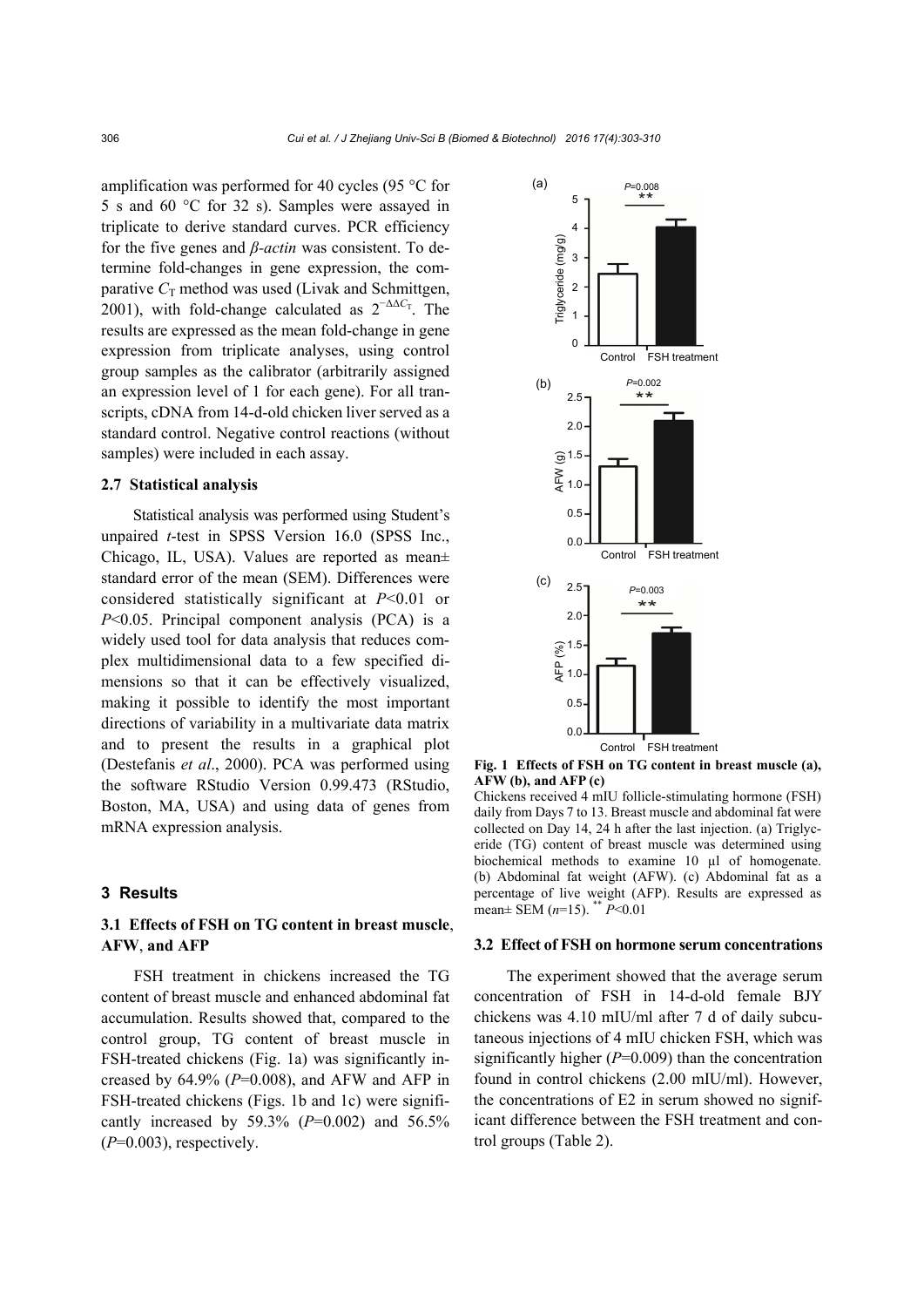amplification was performed for 40 cycles (95 °C for 5 s and 60 °C for 32 s). Samples were assayed in triplicate to derive standard curves. PCR efficiency for the five genes and *β-actin* was consistent. To determine fold-changes in gene expression, the comparative $C_T$ method was used (Livak and Schmittgen, 2001), with fold-change calculated as $2^{-\Delta\Delta C_T}$. The results are expressed as the mean fold-change in gene expression from triplicate analyses, using control group samples as the calibrator (arbitrarily assigned an expression level of 1 for each gene). For all transcripts, cDNA from 14-d-old chicken liver served as a standard control. Negative control reactions (without samples) were included in each assay.

### 2.7 Statistical analysis

Statistical analysis was performed using Student's unpaired *t*-test in SPSS Version 16.0 (SPSS Inc., Chicago, IL, USA). Values are reported as mean± standard error of the mean (SEM). Differences were considered statistically significant at $P<0.01$ or $P<0.05$. Principal component analysis (PCA) is a widely used tool for data analysis that reduces complex multidimensional data to a few specified dimensions so that it can be effectively visualized, making it possible to identify the most important directions of variability in a multivariate data matrix and to present the results in a graphical plot (Destefanis *et al*., 2000). PCA was performed using the software RStudio Version 0.99.473 (RStudio, Boston, MA, USA) and using data of genes from mRNA expression analysis.

## 3 Results

### 3.1 Effects of FSH on TG content in breast muscle, AFW, and AFP

FSH treatment in chickens increased the TG content of breast muscle and enhanced abdominal fat accumulation. Results showed that, compared to the control group, TG content of breast muscle in FSH-treated chickens (Fig. 1a) was significantly increased by 64.9% ($P=0.008$), and AFW and AFP in FSH-treated chickens (Figs. 1b and 1c) were significantly increased by 59.3% ($P=0.002$) and 56.5% ($P=0.003$), respectively.

**Fig. 1 Effects of FSH on TG content in breast muscle (a), AFW (b), and AFP (c)**

Chickens received 4 mIU follicle-stimulating hormone (FSH) daily from Days 7 to 13. Breast muscle and abdominal fat were collected on Day 14, 24 h after the last injection. (a) Triglyceride (TG) content of breast muscle was determined using biochemical methods to examine 10 μl of homogenate. (b) Abdominal fat weight (AFW). (c) Abdominal fat as a percentage of live weight (AFP). Results are expressed as mean± SEM ($n=15$). ** $P<0.01$

### 3.2 Effect of FSH on hormone serum concentrations

The experiment showed that the average serum concentration of FSH in 14-d-old female BJY chickens was 4.10 mIU/ml after 7 d of daily subcutaneous injections of 4 mIU chicken FSH, which was significantly higher ($P=0.009$) than the concentration found in control chickens (2.00 mIU/ml). However, the concentrations of E2 in serum showed no significant difference between the FSH treatment and control groups (Table 2).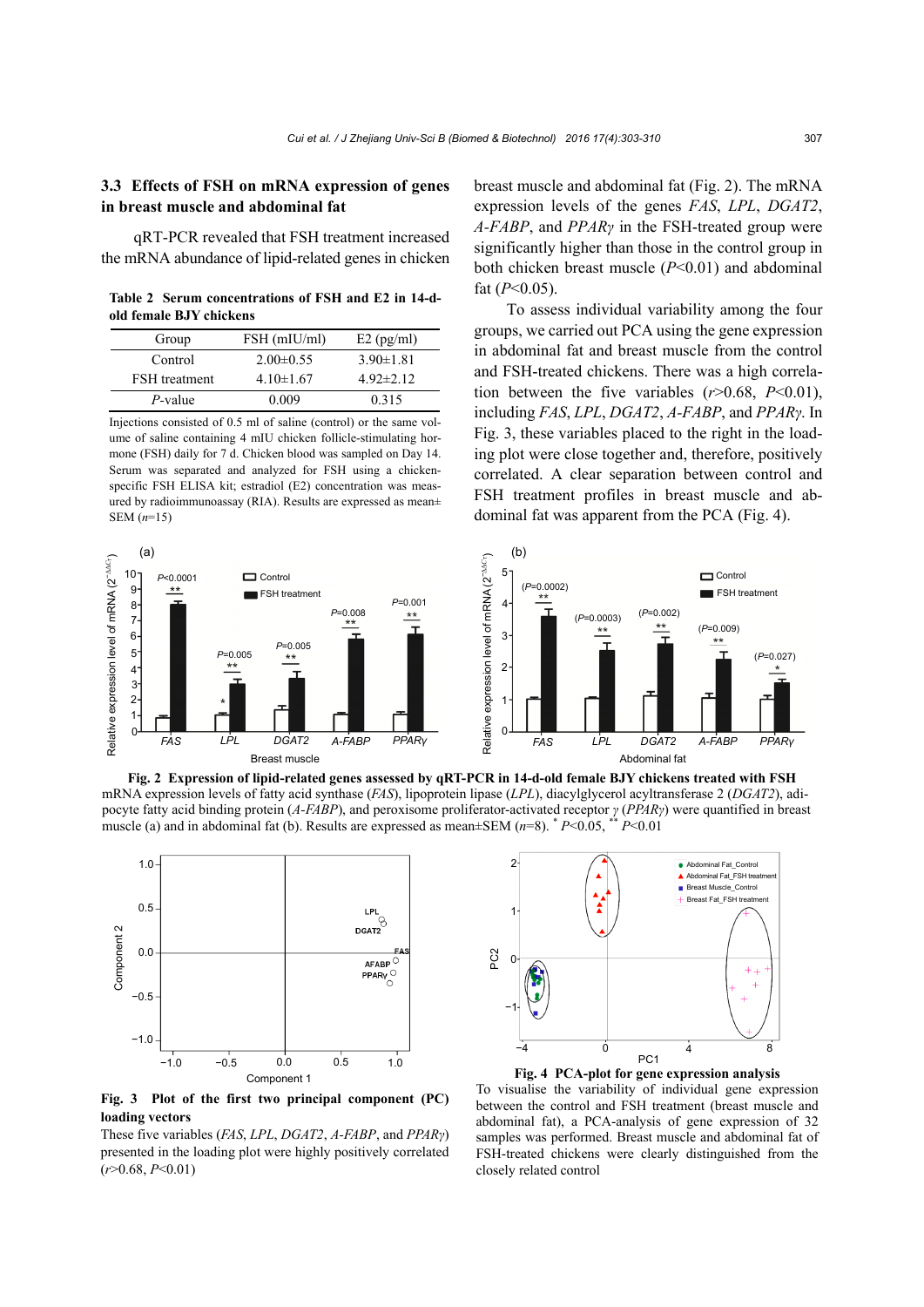### 3.3 Effects of FSH on mRNA expression of genes in breast muscle and abdominal fat

qRT-PCR revealed that FSH treatment increased the mRNA abundance of lipid-related genes in chicken breast muscle and abdominal fat (Fig. 2). The mRNA expression levels of the genes *FAS*, *LPL*, *DGAT2*, *A-FABP*, and *PPARγ* in the FSH-treated group were significantly higher than those in the control group in both chicken breast muscle ($P<0.01$) and abdominal fat ($P<0.05$).

To assess individual variability among the four groups, we carried out PCA using the gene expression in abdominal fat and breast muscle from the control and FSH-treated chickens. There was a high correlation between the five variables ($r>0.68$, $P<0.01$), including *FAS*, *LPL*, *DGAT2*, *A-FABP*, and *PPARγ*. In Fig. 3, these variables placed to the right in the loading plot were close together and, therefore, positively correlated. A clear separation between control and FSH treatment profiles in breast muscle and abdominal fat was apparent from the PCA (Fig. 4).

**Table 2 Serum concentrations of FSH and E2 in 14-d-old female BJY chickens**

| Group | FSH (mIU/ml) | E2 (pg/ml) |
|---|---|---|
| Control | 2.00±0.55 | 3.90±1.81 |
| FSH treatment | 4.10±1.67 | 4.92±2.12 |
| *P*-value | 0.009 | 0.315 |

Injections consisted of 0.5 ml of saline (control) or the same volume of saline containing 4 mIU chicken follicle-stimulating hormone (FSH) daily for 7 d. Chicken blood was sampled on Day 14. Serum was separated and analyzed for FSH using a chicken-specific FSH ELISA kit; estradiol (E2) concentration was measured by radioimmunoassay (RIA). Results are expressed as mean±SEM ($n=15$)

**Fig. 2 Expression of lipid-related genes assessed by qRT-PCR in 14-d-old female BJY chickens treated with FSH**

mRNA expression levels of fatty acid synthase (*FAS*), lipoprotein lipase (*LPL*), diacylglycerol acyltransferase 2 (*DGAT2*), adipocyte fatty acid binding protein (*A-FABP*), and peroxisome proliferator-activated receptor *γ* (*PPARγ*) were quantified in breast muscle (a) and in abdominal fat (b). Results are expressed as mean±SEM ($n=8$). * $P<0.05$, ** $P<0.01$

**Fig. 3 Plot of the first two principal component (PC) loading vectors**

These five variables (*FAS*, *LPL*, *DGAT2*, *A-FABP*, and *PPARγ*) presented in the loading plot were highly positively correlated ($r>0.68$, $P<0.01$)

**Fig. 4 PCA-plot for gene expression analysis**

To visualise the variability of individual gene expression between the control and FSH treatment (breast muscle and abdominal fat), a PCA-analysis of gene expression of 32 samples was performed. Breast muscle and abdominal fat of FSH-treated chickens were clearly distinguished from the closely related control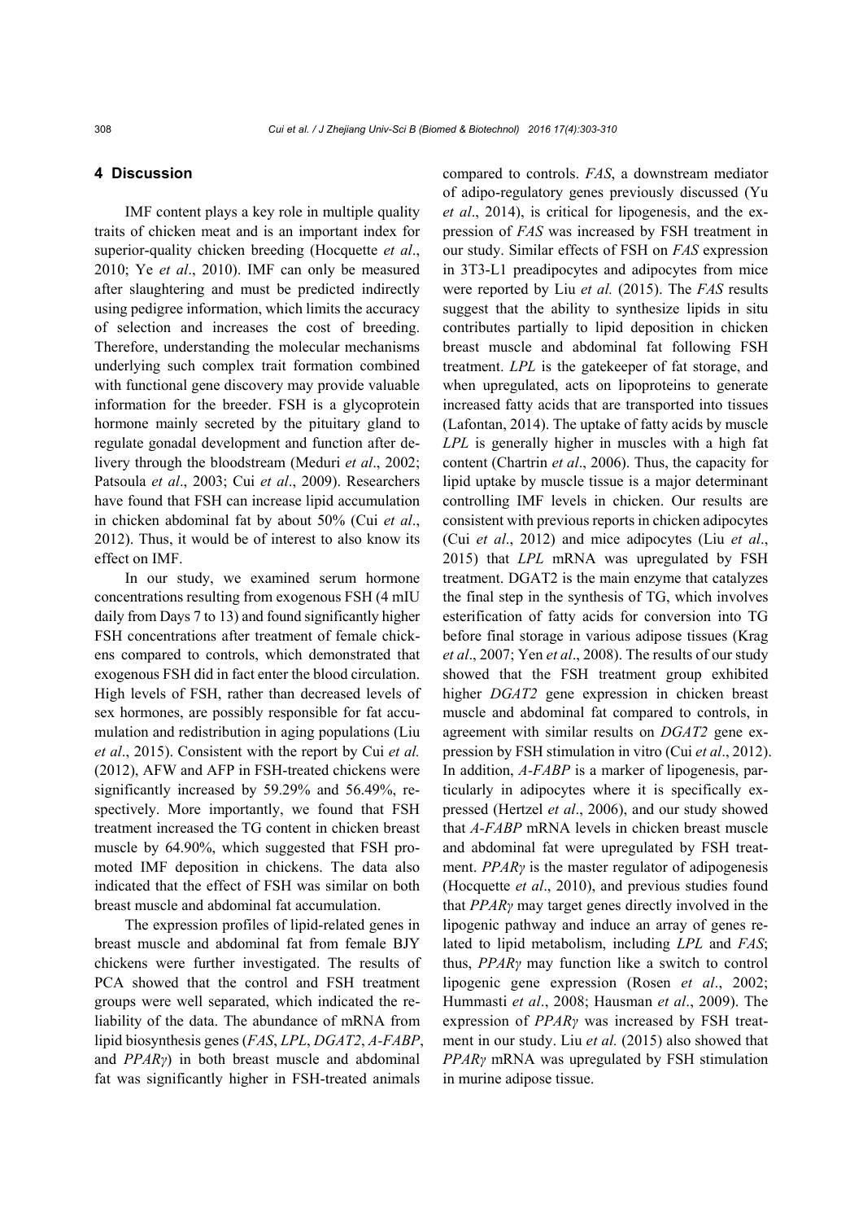## 4 Discussion

IMF content plays a key role in multiple quality traits of chicken meat and is an important index for superior-quality chicken breeding (Hocquette *et al*., 2010; Ye *et al*., 2010). IMF can only be measured after slaughtering and must be predicted indirectly using pedigree information, which limits the accuracy of selection and increases the cost of breeding. Therefore, understanding the molecular mechanisms underlying such complex trait formation combined with functional gene discovery may provide valuable information for the breeder. FSH is a glycoprotein hormone mainly secreted by the pituitary gland to regulate gonadal development and function after delivery through the bloodstream (Meduri *et al*., 2002; Patsoula *et al*., 2003; Cui *et al*., 2009). Researchers have found that FSH can increase lipid accumulation in chicken abdominal fat by about 50% (Cui *et al*., 2012). Thus, it would be of interest to also know its effect on IMF.

In our study, we examined serum hormone concentrations resulting from exogenous FSH (4 mIU daily from Days 7 to 13) and found significantly higher FSH concentrations after treatment of female chickens compared to controls, which demonstrated that exogenous FSH did in fact enter the blood circulation. High levels of FSH, rather than decreased levels of sex hormones, are possibly responsible for fat accumulation and redistribution in aging populations (Liu *et al*., 2015). Consistent with the report by Cui *et al.* (2012), AFW and AFP in FSH-treated chickens were significantly increased by 59.29% and 56.49%, respectively. More importantly, we found that FSH treatment increased the TG content in chicken breast muscle by 64.90%, which suggested that FSH promoted IMF deposition in chickens. The data also indicated that the effect of FSH was similar on both breast muscle and abdominal fat accumulation.

The expression profiles of lipid-related genes in breast muscle and abdominal fat from female BJY chickens were further investigated. The results of PCA showed that the control and FSH treatment groups were well separated, which indicated the reliability of the data. The abundance of mRNA from lipid biosynthesis genes (*FAS*, *LPL*, *DGAT2*, *A-FABP*, and *PPARγ*) in both breast muscle and abdominal fat was significantly higher in FSH-treated animals compared to controls. *FAS*, a downstream mediator of adipo-regulatory genes previously discussed (Yu *et al*., 2014), is critical for lipogenesis, and the expression of *FAS* was increased by FSH treatment in our study. Similar effects of FSH on *FAS* expression in 3T3-L1 preadipocytes and adipocytes from mice were reported by Liu *et al.* (2015). The *FAS* results suggest that the ability to synthesize lipids in situ contributes partially to lipid deposition in chicken breast muscle and abdominal fat following FSH treatment. *LPL* is the gatekeeper of fat storage, and when upregulated, acts on lipoproteins to generate increased fatty acids that are transported into tissues (Lafontan, 2014). The uptake of fatty acids by muscle *LPL* is generally higher in muscles with a high fat content (Chartrin *et al*., 2006). Thus, the capacity for lipid uptake by muscle tissue is a major determinant controlling IMF levels in chicken. Our results are consistent with previous reports in chicken adipocytes (Cui *et al*., 2012) and mice adipocytes (Liu *et al*., 2015) that *LPL* mRNA was upregulated by FSH treatment. DGAT2 is the main enzyme that catalyzes the final step in the synthesis of TG, which involves esterification of fatty acids for conversion into TG before final storage in various adipose tissues (Krag *et al*., 2007; Yen *et al*., 2008). The results of our study showed that the FSH treatment group exhibited higher *DGAT2* gene expression in chicken breast muscle and abdominal fat compared to controls, in agreement with similar results on *DGAT2* gene expression by FSH stimulation in vitro (Cui *et al*., 2012). In addition, *A-FABP* is a marker of lipogenesis, particularly in adipocytes where it is specifically expressed (Hertzel *et al*., 2006), and our study showed that *A-FABP* mRNA levels in chicken breast muscle and abdominal fat were upregulated by FSH treatment. *PPARγ* is the master regulator of adipogenesis (Hocquette *et al*., 2010), and previous studies found that *PPARγ* may target genes directly involved in the lipogenic pathway and induce an array of genes related to lipid metabolism, including *LPL* and *FAS*; thus, *PPARγ* may function like a switch to control lipogenic gene expression (Rosen *et al*., 2002; Hummasti *et al*., 2008; Hausman *et al*., 2009). The expression of *PPARγ* was increased by FSH treatment in our study. Liu *et al.* (2015) also showed that *PPARγ* mRNA was upregulated by FSH stimulation in murine adipose tissue.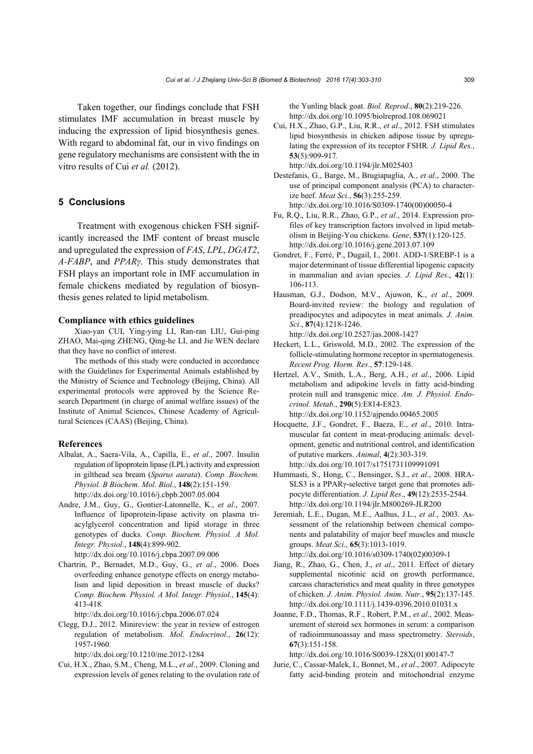Taken together, our findings conclude that FSH stimulates IMF accumulation in breast muscle by inducing the expression of lipid biosynthesis genes. With regard to abdominal fat, our in vivo findings on gene regulatory mechanisms are consistent with the in vitro results of Cui *et al.* (2012).

## 5 Conclusions

Treatment with exogenous chicken FSH significantly increased the IMF content of breast muscle and upregulated the expression of *FAS*, *LPL*, *DGAT2*, *A-FABP*, and *PPARγ*. This study demonstrates that FSH plays an important role in IMF accumulation in female chickens mediated by regulation of biosynthesis genes related to lipid metabolism.

### Compliance with ethics guidelines

Xiao-yan CUI, Ying-ying LI, Ran-ran LIU, Gui-ping ZHAO, Mai-qing ZHENG, Qing-he LI, and Jie WEN declare that they have no conflict of interest.

The methods of this study were conducted in accordance with the Guidelines for Experimental Animals established by the Ministry of Science and Technology (Beijing, China). All experimental protocols were approved by the Science Research Department (in charge of animal welfare issues) of the Institute of Animal Sciences, Chinese Academy of Agricultural Sciences (CAAS) (Beijing, China).

### References

Albalat, A., Saera-Vila, A., Capilla, E., *et al*., 2007. Insulin regulation of lipoprotein lipase (LPL) activity and expression in gilthead sea bream (*Sparus aurata*). *Comp. Biochem. Physiol. B Biochem. Mol. Biol*., **148**(2):151-159. http://dx.doi.org/10.1016/j.cbpb.2007.05.004

Andre, J.M., Guy, G., Gontier-Latonnelle, K., *et al*., 2007. Influence of lipoprotein-lipase activity on plasma triacylglycerol concentration and lipid storage in three genotypes of ducks. *Comp. Biochem. Physiol. A Mol. Integr. Physiol*., **148**(4):899-902. http://dx.doi.org/10.1016/j.cbpa.2007.09.006

Chartrin, P., Bernadet, M.D., Guy, G., *et al*., 2006. Does overfeeding enhance genotype effects on energy metabolism and lipid deposition in breast muscle of ducks? *Comp. Biochem. Physiol. A Mol. Integr. Physiol*., **145**(4): 413-418. http://dx.doi.org/10.1016/j.cbpa.2006.07.024

Clegg, D.J., 2012. Minireview: the year in review of estrogen regulation of metabolism. *Mol. Endocrinol*., **26**(12): 1957-1960. http://dx.doi.org/10.1210/me.2012-1284

Cui, H.X., Zhao, S.M., Cheng, M.L., *et al*., 2009. Cloning and expression levels of genes relating to the ovulation rate of the Yunling black goat. *Biol. Reprod*., **80**(2):219-226. http://dx.doi.org/10.1095/biolreprod.108.069021

Cui, H.X., Zhao, G.P., Liu, R.R., *et al*., 2012. FSH stimulates lipid biosynthesis in chicken adipose tissue by upregulating the expression of its receptor FSHR. *J. Lipid Res*., **53**(5):909-917. http://dx.doi.org/10.1194/jlr.M025403

Destefanis, G., Barge, M., Brugiapaglia, A., *et al*., 2000. The use of principal component analysis (PCA) to characterize beef. *Meat Sci*., **56**(3):255-259. http://dx.doi.org/10.1016/S0309-1740(00)00050-4

Fu, R.Q., Liu, R.R., Zhao, G.P., *et al*., 2014. Expression profiles of key transcription factors involved in lipid metabolism in Beijing-You chickens. *Gene*, **537**(1):120-125. http://dx.doi.org/10.1016/j.gene.2013.07.109

Gondret, F., Ferré, P., Dugail, I., 2001. ADD-1/SREBP-1 is a major determinant of tissue differential lipogenic capacity in mammalian and avian species. *J. Lipid Res*., **42**(1): 106-113.

Hausman, G.J., Dodson, M.V., Ajuwon, K., *et al*., 2009. Board-invited review: the biology and regulation of preadipocytes and adipocytes in meat animals. *J. Anim. Sci*., **87**(4):1218-1246. http://dx.doi.org/10.2527/jas.2008-1427

Heckert, L.L., Griswold, M.D., 2002. The expression of the follicle-stimulating hormone receptor in spermatogenesis. *Recent Prog. Horm. Res*., **57**:129-148.

Hertzel, A.V., Smith, L.A., Berg, A.H., *et al*., 2006. Lipid metabolism and adipokine levels in fatty acid-binding protein null and transgenic mice. *Am. J. Physiol. Endocrinol. Metab*., **290**(5):E814-E823. http://dx.doi.org/10.1152/ajpendo.00465.2005

Hocquette, J.F., Gondret, F., Baeza, E., *et al*., 2010. Intramuscular fat content in meat-producing animals: development, genetic and nutritional control, and identification of putative markers. *Animal*, **4**(2):303-319. http://dx.doi.org/10.1017/s1751731109991091

Hummasti, S., Hong, C., Bensinger, S.J., *et al*., 2008. HRASLS3 is a PPARγ-selective target gene that promotes adipocyte differentiation. *J. Lipid Res*., **49**(12):2535-2544. http://dx.doi.org/10.1194/jlr.M800269-JLR200

Jeremiah, L.E., Dugan, M.E., Aalhus, J.L., *et al*., 2003. Assessment of the relationship between chemical components and palatability of major beef muscles and muscle groups. *Meat Sci*., **65**(3):1013-1019. http://dx.doi.org/10.1016/s0309-1740(02)00309-1

Jiang, R., Zhao, G., Chen, J., *et al*., 2011. Effect of dietary supplemental nicotinic acid on growth performance, carcass characteristics and meat quality in three genotypes of chicken. *J. Anim. Physiol. Anim. Nutr*., **95**(2):137-145. http://dx.doi.org/10.1111/j.1439-0396.2010.01031.x

Joanne, F.D., Thomas, R.F., Robert, P.M., *et al*., 2002. Measurement of steroid sex hormones in serum: a comparison of radioimmunoassay and mass spectrometry. *Steroids*, **67**(3):151-158. http://dx.doi.org/10.1016/S0039-128X(01)00147-7

Jurie, C., Cassar-Malek, I., Bonnet, M., *et al*., 2007. Adipocyte fatty acid-binding protein and mitochondrial enzyme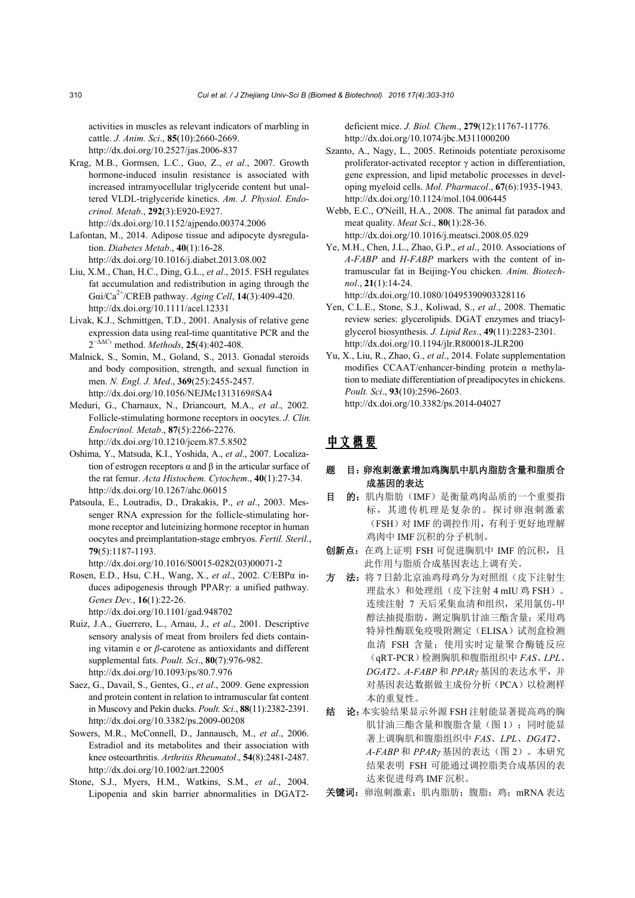activities in muscles as relevant indicators of marbling in cattle. *J. Anim. Sci*., **85**(10):2660-2669. http://dx.doi.org/10.2527/jas.2006-837

Krag, M.B., Gormsen, L.C., Guo, Z., *et al*., 2007. Growth hormone-induced insulin resistance is associated with increased intramyocellular triglyceride content but unaltered VLDL-triglyceride kinetics. *Am. J. Physiol. Endocrinol. Metab*., **292**(3):E920-E927. http://dx.doi.org/10.1152/ajpendo.00374.2006

Lafontan, M., 2014. Adipose tissue and adipocyte dysregulation. *Diabetes Metab*., **40**(1):16-28. http://dx.doi.org/10.1016/j.diabet.2013.08.002

Liu, X.M., Chan, H.C., Ding, G.L., *et al*., 2015. FSH regulates fat accumulation and redistribution in aging through the Gαi/$Ca^{2+}$/CREB pathway. *Aging Cell*, **14**(3):409-420. http://dx.doi.org/10.1111/acel.12331

Livak, K.J., Schmittgen, T.D., 2001. Analysis of relative gene expression data using real-time quantitative PCR and the $2^{-\Delta\Delta C_T}$ method. *Methods*, **25**(4):402-408.

Malnick, S., Somin, M., Goland, S., 2013. Gonadal steroids and body composition, strength, and sexual function in men. *N. Engl. J. Med*., **369**(25):2455-2457. http://dx.doi.org/10.1056/NEJMc1313169#SA4

Meduri, G., Charnaux, N., Driancourt, M.A., *et al*., 2002. Follicle-stimulating hormone receptors in oocytes. *J. Clin. Endocrinol. Metab*., **87**(5):2266-2276. http://dx.doi.org/10.1210/jcem.87.5.8502

Oshima, Y., Matsuda, K.I., Yoshida, A., *et al*., 2007. Localization of estrogen receptors α and β in the articular surface of the rat femur. *Acta Histochem. Cytochem*., **40**(1):27-34. http://dx.doi.org/10.1267/ahc.06015

Patsoula, E., Loutradis, D., Drakakis, P., *et al*., 2003. Messenger RNA expression for the follicle-stimulating hormone receptor and luteinizing hormone receptor in human oocytes and preimplantation-stage embryos. *Fertil. Steril*., **79**(5):1187-1193. http://dx.doi.org/10.1016/S0015-0282(03)00071-2

Rosen, E.D., Hsu, C.H., Wang, X., *et al*., 2002. C/EBPα induces adipogenesis through PPARγ: a unified pathway. *Genes Dev*., **16**(1):22-26. http://dx.doi.org/10.1101/gad.948702

Ruiz, J.A., Guerrero, L., Arnau, J., *et al*., 2001. Descriptive sensory analysis of meat from broilers fed diets containing vitamin e or *β*-carotene as antioxidants and different supplemental fats. *Poult. Sci*., **80**(7):976-982. http://dx.doi.org/10.1093/ps/80.7.976

Saez, G., Davail, S., Gentes, G., *et al*., 2009. Gene expression and protein content in relation to intramuscular fat content in Muscovy and Pekin ducks. *Poult. Sci*., **88**(11):2382-2391. http://dx.doi.org/10.3382/ps.2009-00208

Sowers, M.R., McConnell, D., Jannausch, M., *et al*., 2006. Estradiol and its metabolites and their association with knee osteoarthritis. *Arthritis Rheumatol*., **54**(8):2481-2487. http://dx.doi.org/10.1002/art.22005

Stone, S.J., Myers, H.M., Watkins, S.M., *et al*., 2004. Lipopenia and skin barrier abnormalities in DGAT2-deficient mice. *J. Biol. Chem*., **279**(12):11767-11776. http://dx.doi.org/10.1074/jbc.M311000200

Szanto, A., Nagy, L., 2005. Retinoids potentiate peroxisome proliferator-activated receptor γ action in differentiation, gene expression, and lipid metabolic processes in developing myeloid cells. *Mol. Pharmacol*., **67**(6):1935-1943. http://dx.doi.org/10.1124/mol.104.006445

Webb, E.C., O'Neill, H.A., 2008. The animal fat paradox and meat quality. *Meat Sci*., **80**(1):28-36. http://dx.doi.org/10.1016/j.meatsci.2008.05.029

Ye, M.H., Chen, J.L., Zhao, G.P., *et al*., 2010. Associations of *A-FABP* and *H-FABP* markers with the content of intramuscular fat in Beijing-You chicken. *Anim. Biotechnol*., **21**(1):14-24. http://dx.doi.org/10.1080/10495390903328116

Yen, C.L.E., Stone, S.J., Koliwad, S., *et al*., 2008. Thematic review series: glycerolipids. DGAT enzymes and triacylglycerol biosynthesis. *J. Lipid Res*., **49**(11):2283-2301. http://dx.doi.org/10.1194/jlr.R800018-JLR200

Yu, X., Liu, R., Zhao, G., *et al*., 2014. Folate supplementation modifies CCAAT/enhancer-binding protein α methylation to mediate differentiation of preadipocytes in chickens. *Poult. Sci*., **93**(10):2596-2603. http://dx.doi.org/10.3382/ps.2014-04027

## 中文概要

**题　目：卵泡刺激素增加鸡胸肌中肌内脂肪含量和脂质合成基因的表达**

**目　的：**肌内脂肪（IMF）是衡量鸡肉品质的一个重要指标，其遗传机理是复杂的。探讨卵泡刺激素（FSH）对 IMF 的调控作用，有利于更好地理解鸡肉中 IMF 沉积的分子机制。

**创新点：**在鸡上证明 FSH 可促进胸肌中 IMF 的沉积，且此作用与脂质合成基因表达上调有关。

**方　法：**将 7 日龄北京油鸡母鸡分为对照组（皮下注射生理盐水）和处理组（皮下注射 4 mIU 鸡 FSH）。连续注射 7 天后采集血清和组织，采用氯仿-甲醇法抽提脂肪，测定胸肌甘油三酯含量；采用鸡特异性酶联免疫吸附测定（ELISA）试剂盒检测血清 FSH 含量；使用实时定量聚合酶链反应（qRT-PCR）检测胸肌和腹脂组织中 *FAS*、*LPL*、*DGAT2*、*A-FABP* 和 *PPARγ* 基因的表达水平，并对基因表达数据做主成份分析（PCA）以检测样本的重复性。

**结　论：**本实验结果显示外源 FSH 注射能显著提高鸡的胸肌甘油三酯含量和腹脂含量（图 1）；同时能显著上调胸肌和腹脂组织中 *FAS*、*LPL*、*DGAT2*、*A-FABP* 和 *PPARγ* 基因的表达（图 2）。本研究结果表明 FSH 可能通过调控脂类合成基因的表达来促进母鸡 IMF 沉积。

**关键词：**卵泡刺激素；肌内脂肪；腹脂；鸡；mRNA 表达